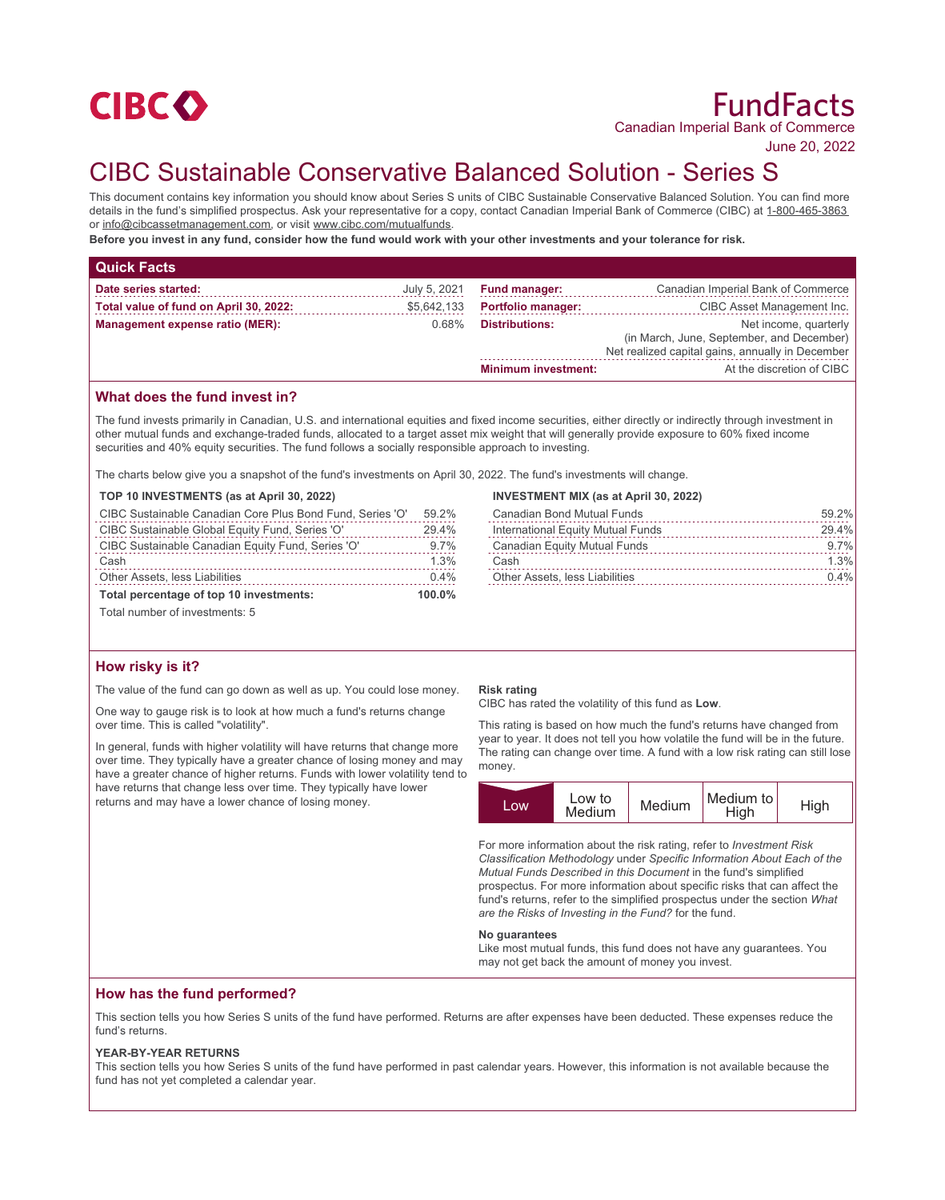CIBC

# FundFacts

Canadian Imperial Bank of Commerce

June 20, 2022

# CIBC Sustainable Conservative Balanced Solution - Series S

This document contains key information you should know about Series S units of CIBC Sustainable Conservative Balanced Solution. You can find more details in the fund's simplified prospectus. Ask your representative for a copy, contact Canadian Imperial Bank of Commerce (CIBC) at 1-800-465-3863 or info@cibcassetmanagement.com, or visit www.cibc.com/mutualfunds.

**Before you invest in any fund, consider how the fund would work with your other investments and your tolerance for risk.**

## Quick Facts

| | | | |
|---|---|---|---|
| **Date series started:** | July 5, 2021 | **Fund manager:** | Canadian Imperial Bank of Commerce |
| **Total value of fund on April 30, 2022:** | $5,642,133 | **Portfolio manager:** | CIBC Asset Management Inc. |
| **Management expense ratio (MER):** | 0.68% | **Distributions:** | Net income, quarterly (in March, June, September, and December) Net realized capital gains, annually in December |
| | | **Minimum investment:** | At the discretion of CIBC |

## What does the fund invest in?

The fund invests primarily in Canadian, U.S. and international equities and fixed income securities, either directly or indirectly through investment in other mutual funds and exchange-traded funds, allocated to a target asset mix weight that will generally provide exposure to 60% fixed income securities and 40% equity securities. The fund follows a socially responsible approach to investing.

The charts below give you a snapshot of the fund's investments on April 30, 2022. The fund's investments will change.

**TOP 10 INVESTMENTS (as at April 30, 2022)**

| | |
|---|---|
| CIBC Sustainable Canadian Core Plus Bond Fund, Series 'O' | 59.2% |
| CIBC Sustainable Global Equity Fund, Series 'O' | 29.4% |
| CIBC Sustainable Canadian Equity Fund, Series 'O' | 9.7% |
| Cash | 1.3% |
| Other Assets, less Liabilities | 0.4% |
| **Total percentage of top 10 investments:** | **100.0%** |

Total number of investments: 5

**INVESTMENT MIX (as at April 30, 2022)**

| | |
|---|---|
| Canadian Bond Mutual Funds | 59.2% |
| International Equity Mutual Funds | 29.4% |
| Canadian Equity Mutual Funds | 9.7% |
| Cash | 1.3% |
| Other Assets, less Liabilities | 0.4% |

## How risky is it?

The value of the fund can go down as well as up. You could lose money.

One way to gauge risk is to look at how much a fund's returns change over time. This is called "volatility".

In general, funds with higher volatility will have returns that change more over time. They typically have a greater chance of losing money and may have a greater chance of higher returns. Funds with lower volatility tend to have returns that change less over time. They typically have lower returns and may have a lower chance of losing money.

**Risk rating**

CIBC has rated the volatility of this fund as **Low**.

This rating is based on how much the fund's returns have changed from year to year. It does not tell you how volatile the fund will be in the future. The rating can change over time. A fund with a low risk rating can still lose money.

| **Low** | Low to Medium | Medium | Medium to High | High |
|---|---|---|---|---|

For more information about the risk rating, refer to *Investment Risk Classification Methodology* under *Specific Information About Each of the Mutual Funds Described in this Document* in the fund's simplified prospectus. For more information about specific risks that can affect the fund's returns, refer to the simplified prospectus under the section *What are the Risks of Investing in the Fund?* for the fund.

**No guarantees**

Like most mutual funds, this fund does not have any guarantees. You may not get back the amount of money you invest.

## How has the fund performed?

This section tells you how Series S units of the fund have performed. Returns are after expenses have been deducted. These expenses reduce the fund's returns.

**YEAR-BY-YEAR RETURNS**

This section tells you how Series S units of the fund have performed in past calendar years. However, this information is not available because the fund has not yet completed a calendar year.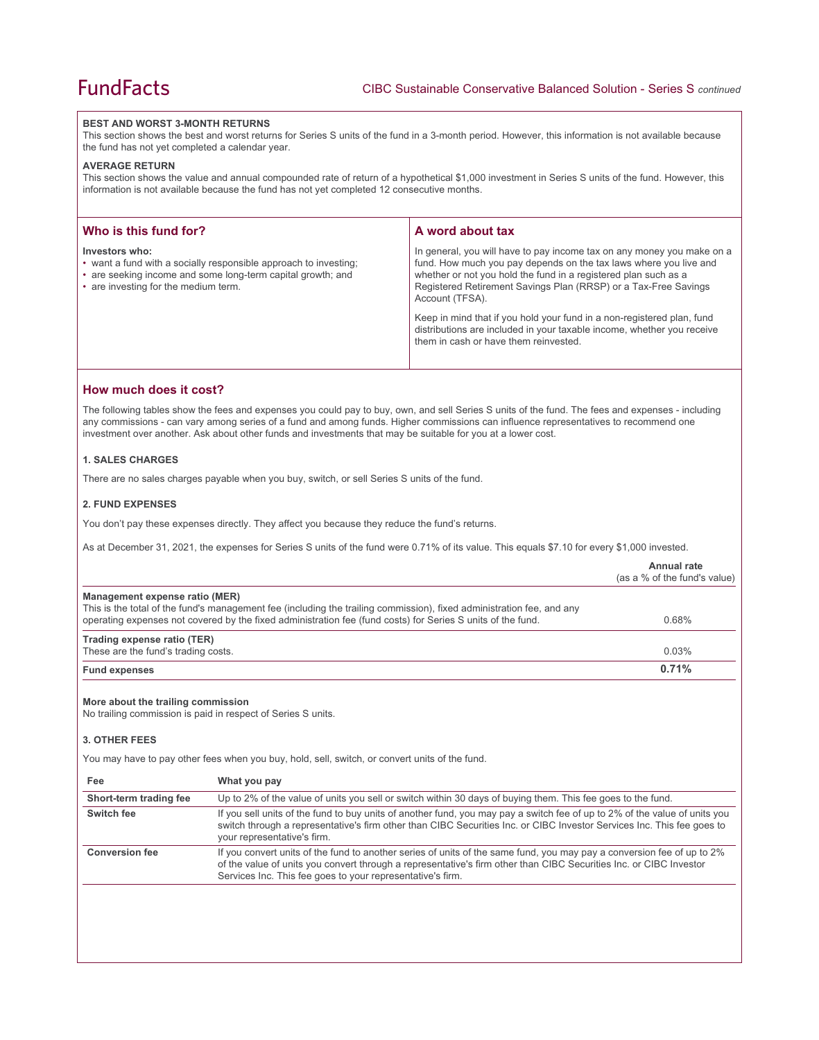#### BEST AND WORST 3-MONTH RETURNS

This section shows the best and worst returns for Series S units of the fund in a 3-month period. However, this information is not available because the fund has not yet completed a calendar year.

#### AVERAGE RETURN

This section shows the value and annual compounded rate of return of a hypothetical $1,000 investment in Series S units of the fund. However, this information is not available because the fund has not yet completed 12 consecutive months.

## Who is this fund for?

**Investors who:**

- want a fund with a socially responsible approach to investing;
- are seeking income and some long-term capital growth; and
- are investing for the medium term.

## A word about tax

In general, you will have to pay income tax on any money you make on a fund. How much you pay depends on the tax laws where you live and whether or not you hold the fund in a registered plan such as a Registered Retirement Savings Plan (RRSP) or a Tax-Free Savings Account (TFSA).

Keep in mind that if you hold your fund in a non-registered plan, fund distributions are included in your taxable income, whether you receive them in cash or have them reinvested.

## How much does it cost?

The following tables show the fees and expenses you could pay to buy, own, and sell Series S units of the fund. The fees and expenses - including any commissions - can vary among series of a fund and among funds. Higher commissions can influence representatives to recommend one investment over another. Ask about other funds and investments that may be suitable for you at a lower cost.

#### 1. SALES CHARGES

There are no sales charges payable when you buy, switch, or sell Series S units of the fund.

#### 2. FUND EXPENSES

You don't pay these expenses directly. They affect you because they reduce the fund's returns.

As at December 31, 2021, the expenses for Series S units of the fund were 0.71% of its value. This equals $7.10 for every $1,000 invested.

| | Annual rate (as a % of the fund's value) |
|---|---|
| **Management expense ratio (MER)**<br>This is the total of the fund's management fee (including the trailing commission), fixed administration fee, and any operating expenses not covered by the fixed administration fee (fund costs) for Series S units of the fund. | 0.68% |
| **Trading expense ratio (TER)**<br>These are the fund's trading costs. | 0.03% |
| **Fund expenses** | **0.71%** |

**More about the trailing commission**
No trailing commission is paid in respect of Series S units.

#### 3. OTHER FEES

You may have to pay other fees when you buy, hold, sell, switch, or convert units of the fund.

| Fee | What you pay |
|---|---|
| **Short-term trading fee** | Up to 2% of the value of units you sell or switch within 30 days of buying them. This fee goes to the fund. |
| **Switch fee** | If you sell units of the fund to buy units of another fund, you may pay a switch fee of up to 2% of the value of units you switch through a representative's firm other than CIBC Securities Inc. or CIBC Investor Services Inc. This fee goes to your representative's firm. |
| **Conversion fee** | If you convert units of the fund to another series of units of the same fund, you may pay a conversion fee of up to 2% of the value of units you convert through a representative's firm other than CIBC Securities Inc. or CIBC Investor Services Inc. This fee goes to your representative's firm. |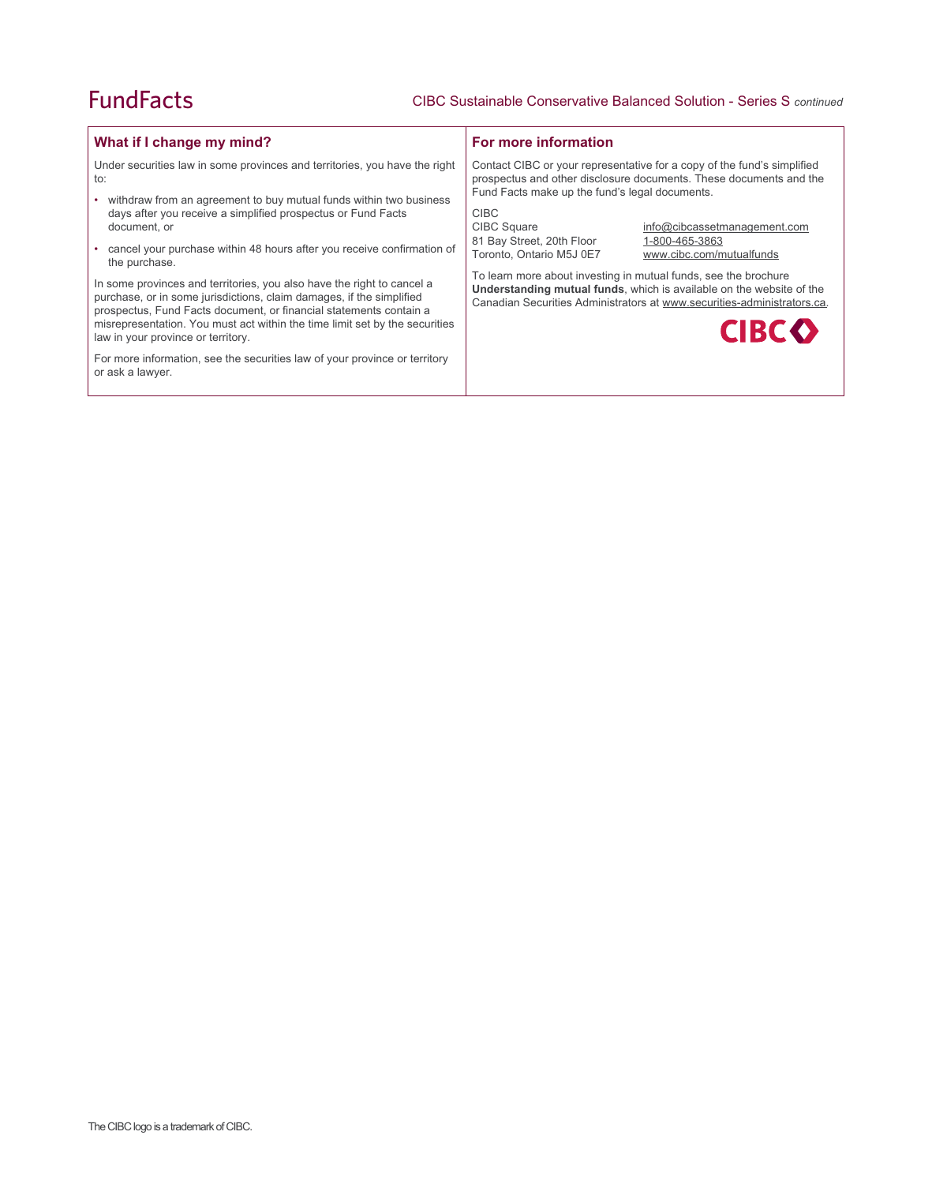## What if I change my mind?

Under securities law in some provinces and territories, you have the right to:

- withdraw from an agreement to buy mutual funds within two business days after you receive a simplified prospectus or Fund Facts document, or
- cancel your purchase within 48 hours after you receive confirmation of the purchase.

In some provinces and territories, you also have the right to cancel a purchase, or in some jurisdictions, claim damages, if the simplified prospectus, Fund Facts document, or financial statements contain a misrepresentation. You must act within the time limit set by the securities law in your province or territory.

For more information, see the securities law of your province or territory or ask a lawyer.

## For more information

Contact CIBC or your representative for a copy of the fund's simplified prospectus and other disclosure documents. These documents and the Fund Facts make up the fund's legal documents.

CIBC
CIBC Square
81 Bay Street, 20th Floor
Toronto, Ontario M5J 0E7

info@cibcassetmanagement.com
1-800-465-3863
www.cibc.com/mutualfunds

To learn more about investing in mutual funds, see the brochure **Understanding mutual funds**, which is available on the website of the Canadian Securities Administrators at www.securities-administrators.ca.

The CIBC logo is a trademark of CIBC.